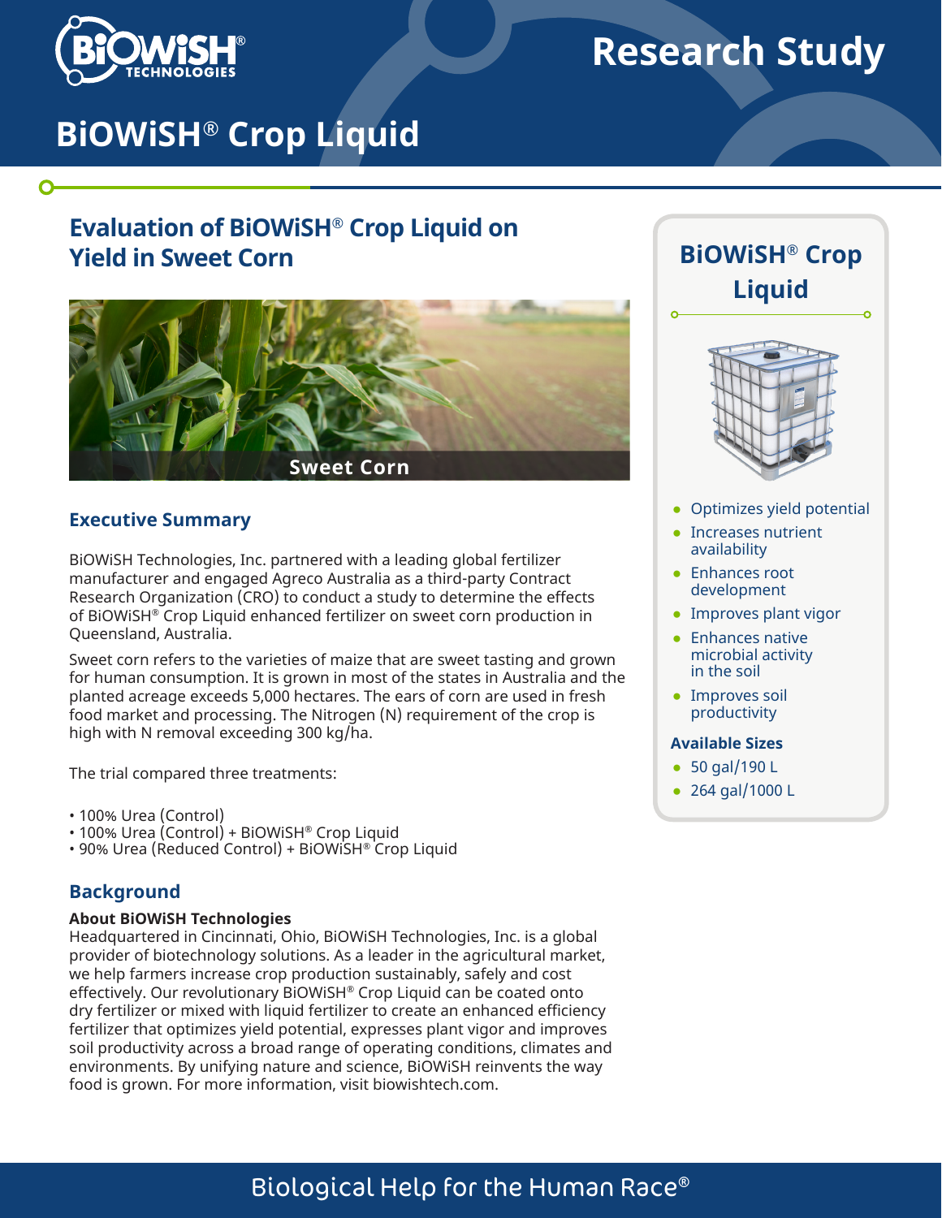# Research Study

# BiOWiSH® Crop Liquid

## Evaluation of BiOWiSH® Crop Liquid on Yield in Sweet Corn

Sweet Corn

### Executive Summary

BiOWiSH Technologies, Inc. partnered with a leading global fertilizer manufacturer and engaged Agreco Australia as a third-party Contract Research Organization (CRO) to conduct a study to determine the effects of BiOWiSH® Crop Liquid enhanced fertilizer on sweet corn production in Queensland, Australia.

Sweet corn refers to the varieties of maize that are sweet tasting and grown for human consumption. It is grown in most of the states in Australia and the planted acreage exceeds 5,000 hectares. The ears of corn are used in fresh food market and processing. The Nitrogen (N) requirement of the crop is high with N removal exceeding 300 kg/ha.

The trial compared three treatments:

- 100% Urea (Control)
- 100% Urea (Control) + BiOWiSH® Crop Liquid
- 90% Urea (Reduced Control) + BiOWiSH® Crop Liquid

### Background

**About BiOWiSH Technologies**

Headquartered in Cincinnati, Ohio, BiOWiSH Technologies, Inc. is a global provider of biotechnology solutions. As a leader in the agricultural market, we help farmers increase crop production sustainably, safely and cost effectively. Our revolutionary BiOWiSH® Crop Liquid can be coated onto dry fertilizer or mixed with liquid fertilizer to create an enhanced efficiency fertilizer that optimizes yield potential, expresses plant vigor and improves soil productivity across a broad range of operating conditions, climates and environments. By unifying nature and science, BiOWiSH reinvents the way food is grown. For more information, visit biowishtech.com.

### BiOWiSH® Crop Liquid

- Optimizes yield potential
- Increases nutrient availability
- Enhances root development
- Improves plant vigor
- Enhances native microbial activity in the soil
- Improves soil productivity

**Available Sizes**

- 50 gal/190 L
- 264 gal/1000 L

Biological Help for the Human Race®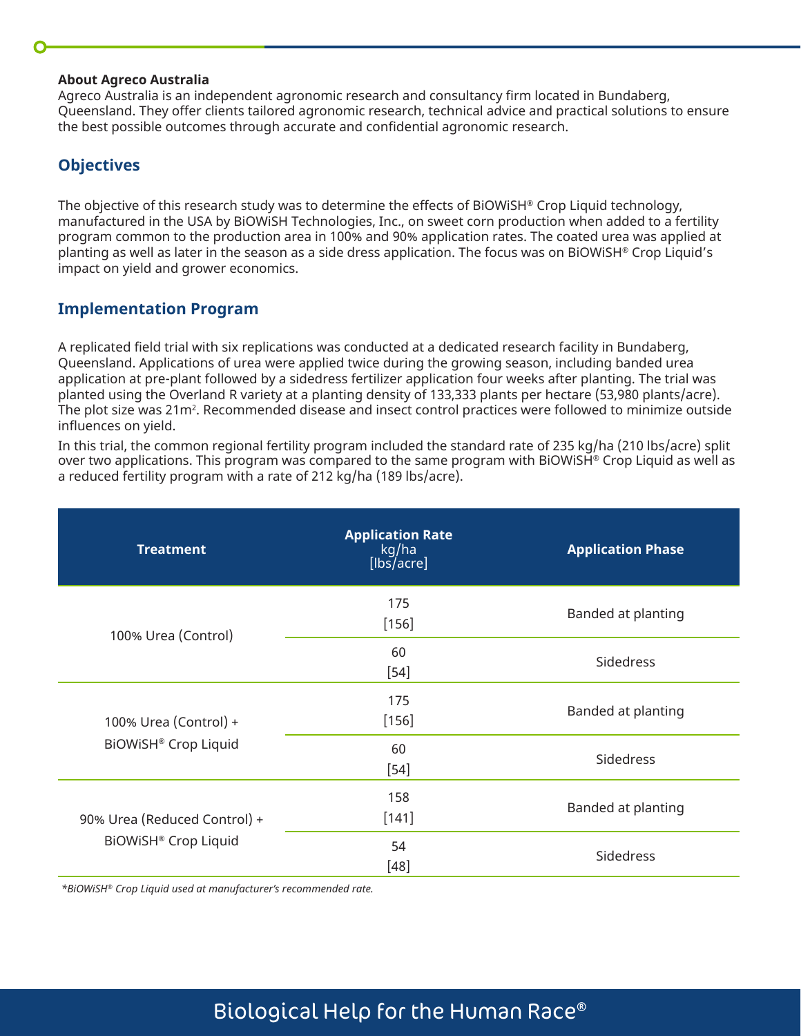**About Agreco Australia**
Agreco Australia is an independent agronomic research and consultancy firm located in Bundaberg, Queensland. They offer clients tailored agronomic research, technical advice and practical solutions to ensure the best possible outcomes through accurate and confidential agronomic research.

## Objectives

The objective of this research study was to determine the effects of BiOWiSH® Crop Liquid technology, manufactured in the USA by BiOWiSH Technologies, Inc., on sweet corn production when added to a fertility program common to the production area in 100% and 90% application rates. The coated urea was applied at planting as well as later in the season as a side dress application. The focus was on BiOWiSH® Crop Liquid's impact on yield and grower economics.

## Implementation Program

A replicated field trial with six replications was conducted at a dedicated research facility in Bundaberg, Queensland. Applications of urea were applied twice during the growing season, including banded urea application at pre-plant followed by a sidedress fertilizer application four weeks after planting. The trial was planted using the Overland R variety at a planting density of 133,333 plants per hectare (53,980 plants/acre). The plot size was 21m². Recommended disease and insect control practices were followed to minimize outside influences on yield.

In this trial, the common regional fertility program included the standard rate of 235 kg/ha (210 lbs/acre) split over two applications. This program was compared to the same program with BiOWiSH® Crop Liquid as well as a reduced fertility program with a rate of 212 kg/ha (189 lbs/acre).

| Treatment | Application Rate kg/ha [lbs/acre] | Application Phase |
|---|---|---|
| 100% Urea (Control) | 175 [156] | Banded at planting |
| | 60 [54] | Sidedress |
| 100% Urea (Control) + BiOWiSH® Crop Liquid | 175 [156] | Banded at planting |
| | 60 [54] | Sidedress |
| 90% Urea (Reduced Control) + BiOWiSH® Crop Liquid | 158 [141] | Banded at planting |
| | 54 [48] | Sidedress |

*\*BiOWiSH® Crop Liquid used at manufacturer's recommended rate.*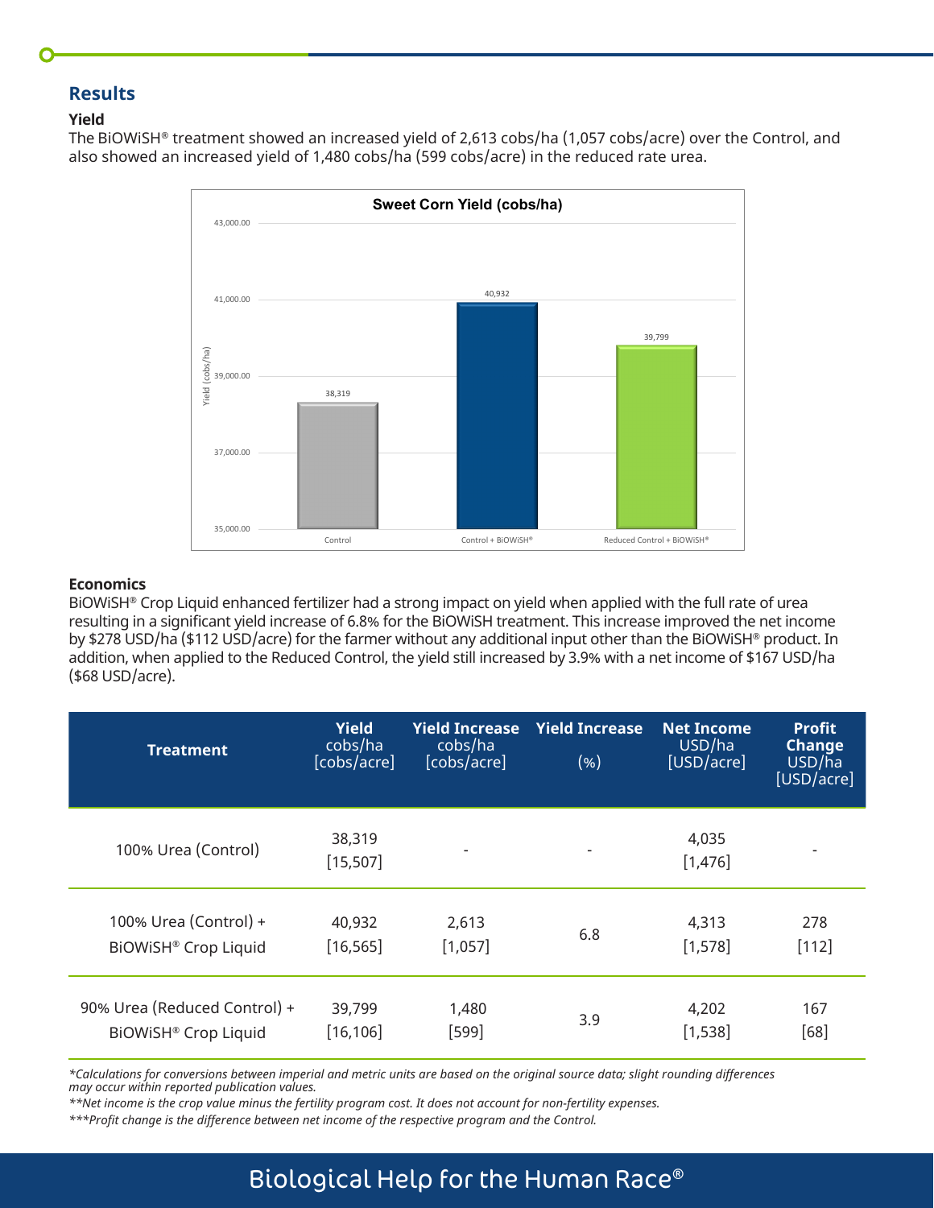## Results

### Yield

The BiOWiSH® treatment showed an increased yield of 2,613 cobs/ha (1,057 cobs/acre) over the Control, and also showed an increased yield of 1,480 cobs/ha (599 cobs/acre) in the reduced rate urea.

**Sweet Corn Yield (cobs/ha)**

| Treatment | Yield (cobs/ha) |
|---|---|
| Control | 38,319 |
| Control + BiOWiSH® | 40,932 |
| Reduced Control + BiOWiSH® | 39,799 |

### Economics

BiOWiSH® Crop Liquid enhanced fertilizer had a strong impact on yield when applied with the full rate of urea resulting in a significant yield increase of 6.8% for the BiOWiSH treatment. This increase improved the net income by $278 USD/ha ($112 USD/acre) for the farmer without any additional input other than the BiOWiSH® product. In addition, when applied to the Reduced Control, the yield still increased by 3.9% with a net income of $167 USD/ha ($68 USD/acre).

| Treatment | Yield cobs/ha [cobs/acre] | Yield Increase cobs/ha [cobs/acre] | Yield Increase (%) | Net Income USD/ha [USD/acre] | Profit Change USD/ha [USD/acre] |
|---|---|---|---|---|---|
| 100% Urea (Control) | 38,319 [15,507] | - | - | 4,035 [1,476] | - |
| 100% Urea (Control) + BiOWiSH® Crop Liquid | 40,932 [16,565] | 2,613 [1,057] | 6.8 | 4,313 [1,578] | 278 [112] |
| 90% Urea (Reduced Control) + BiOWiSH® Crop Liquid | 39,799 [16,106] | 1,480 [599] | 3.9 | 4,202 [1,538] | 167 [68] |

*Calculations for conversions between imperial and metric units are based on the original source data; slight rounding differences may occur within reported publication values.*

***Net income is the crop value minus the fertility program cost. It does not account for non-fertility expenses.*

****Profit change is the difference between net income of the respective program and the Control.*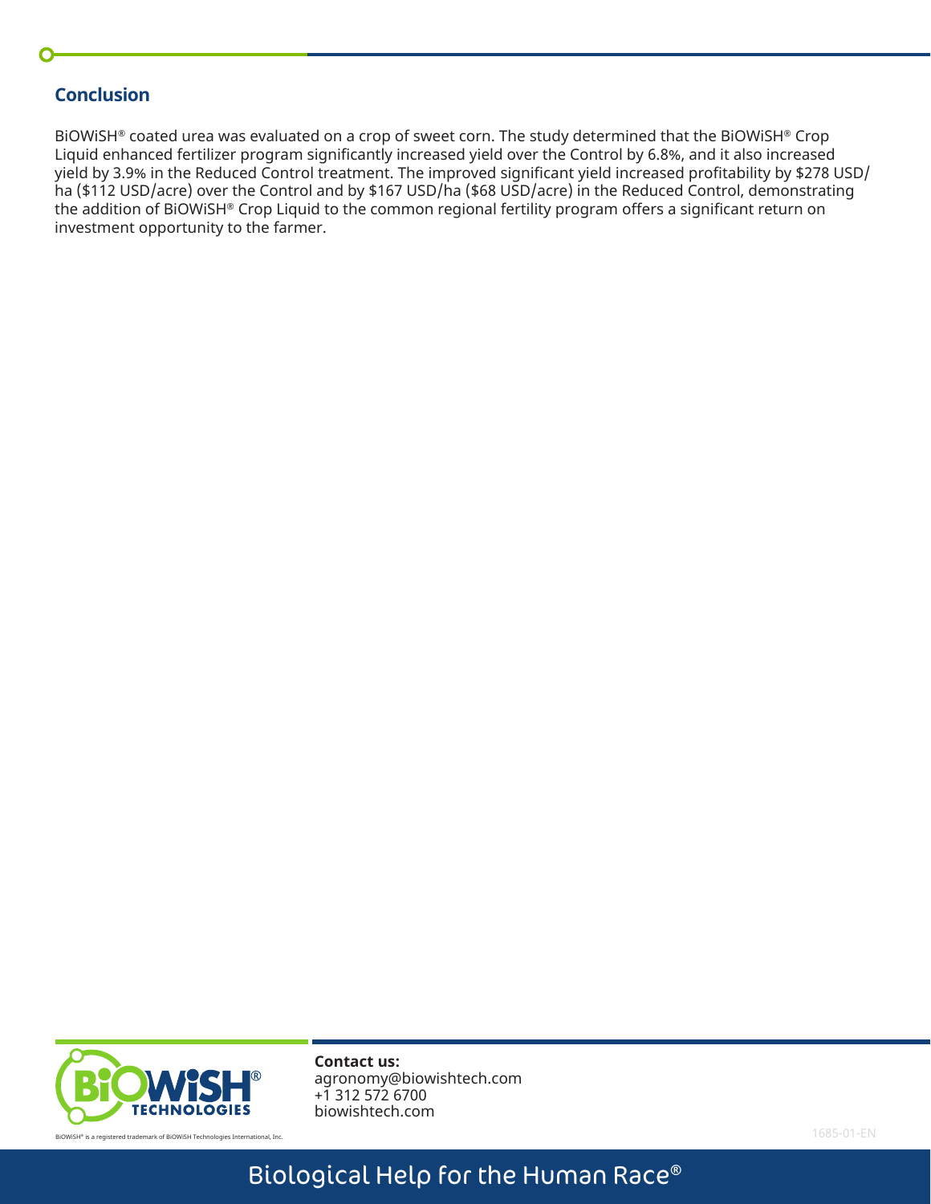## Conclusion

BiOWiSH® coated urea was evaluated on a crop of sweet corn. The study determined that the BiOWiSH® Crop Liquid enhanced fertilizer program significantly increased yield over the Control by 6.8%, and it also increased yield by 3.9% in the Reduced Control treatment. The improved significant yield increased profitability by $278 USD/ha ($112 USD/acre) over the Control and by $167 USD/ha ($68 USD/acre) in the Reduced Control, demonstrating the addition of BiOWiSH® Crop Liquid to the common regional fertility program offers a significant return on investment opportunity to the farmer.

**Contact us:**
agronomy@biowishtech.com
+1 312 572 6700
biowishtech.com

BiOWiSH® is a registered trademark of BiOWiSH Technologies International, Inc.

1685-01-EN

Biological Help for the Human Race®